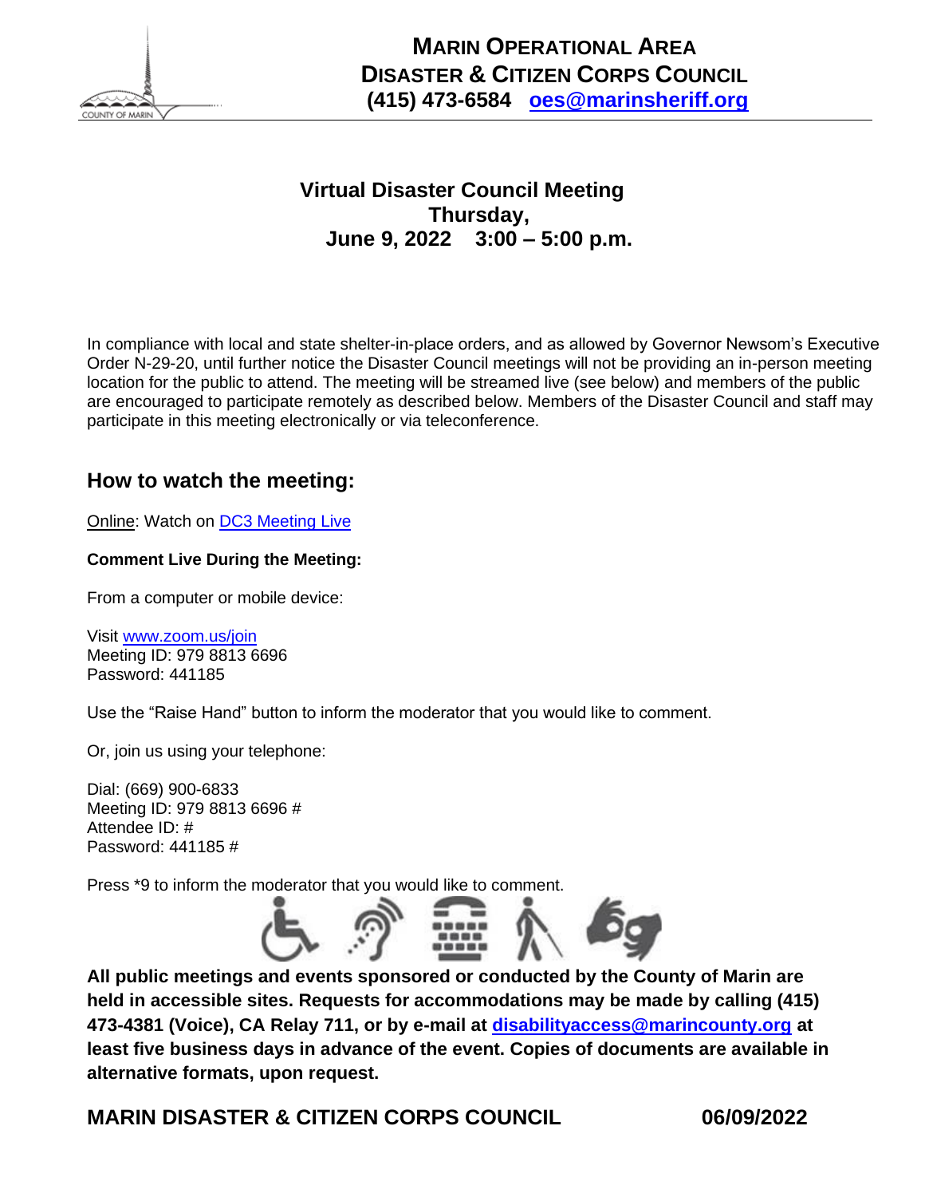# MARIN OPERATIONAL AREA DISASTER & CITIZEN CORPS COUNCIL

**(415) 473-6584 oes@marinsheriff.org**

## Virtual Disaster Council Meeting
## Thursday, June 9, 2022 3:00 – 5:00 p.m.

In compliance with local and state shelter-in-place orders, and as allowed by Governor Newsom's Executive Order N-29-20, until further notice the Disaster Council meetings will not be providing an in-person meeting location for the public to attend. The meeting will be streamed live (see below) and members of the public are encouraged to participate remotely as described below. Members of the Disaster Council and staff may participate in this meeting electronically or via teleconference.

## How to watch the meeting:

Online: Watch on DC3 Meeting Live

**Comment Live During the Meeting:**

From a computer or mobile device:

Visit www.zoom.us/join
Meeting ID: 979 8813 6696
Password: 441185

Use the "Raise Hand" button to inform the moderator that you would like to comment.

Or, join us using your telephone:

Dial: (669) 900-6833
Meeting ID: 979 8813 6696 #
Attendee ID: #
Password: 441185 #

Press *9 to inform the moderator that you would like to comment.

**All public meetings and events sponsored or conducted by the County of Marin are held in accessible sites. Requests for accommodations may be made by calling (415) 473-4381 (Voice), CA Relay 711, or by e-mail at disabilityaccess@marincounty.org at least five business days in advance of the event. Copies of documents are available in alternative formats, upon request.**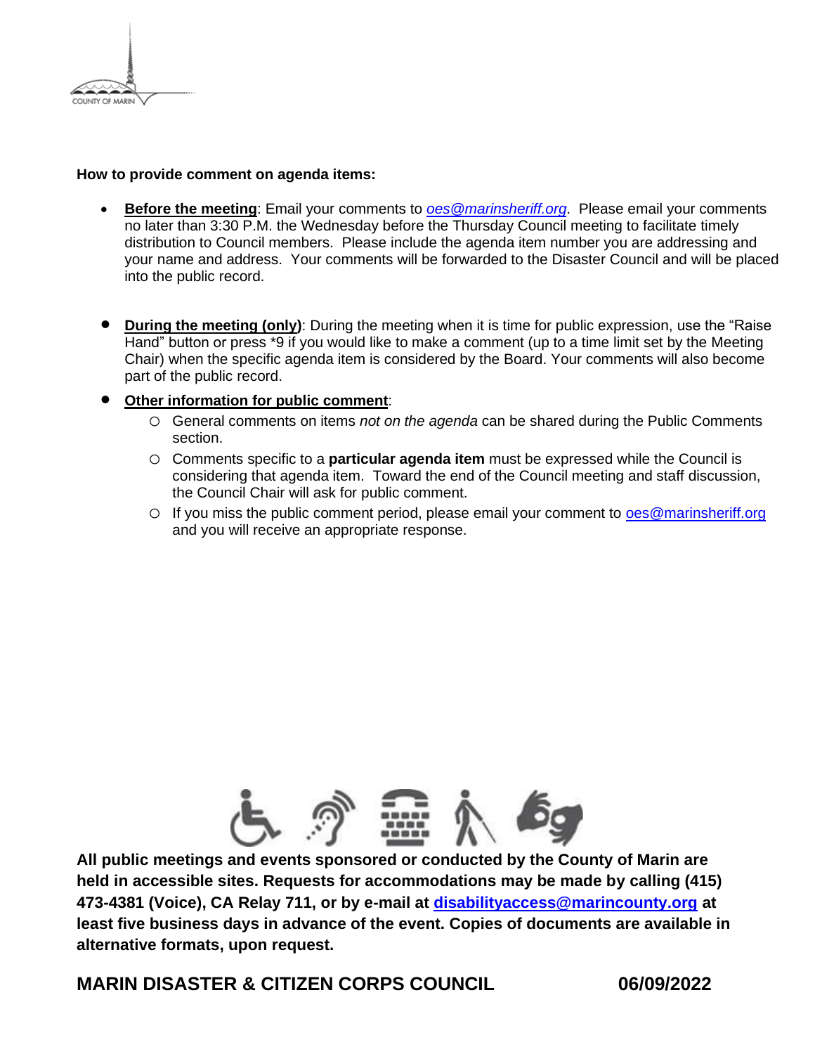**How to provide comment on agenda items:**

- **Before the meeting**: Email your comments to *oes@marinsheriff.org*. Please email your comments no later than 3:30 P.M. the Wednesday before the Thursday Council meeting to facilitate timely distribution to Council members. Please include the agenda item number you are addressing and your name and address. Your comments will be forwarded to the Disaster Council and will be placed into the public record.

- **During the meeting (only)**: During the meeting when it is time for public expression, use the "Raise Hand" button or press *9 if you would like to make a comment (up to a time limit set by the Meeting Chair) when the specific agenda item is considered by the Board. Your comments will also become part of the public record.

- **Other information for public comment**:
  - General comments on items *not on the agenda* can be shared during the Public Comments section.
  - Comments specific to a **particular agenda item** must be expressed while the Council is considering that agenda item. Toward the end of the Council meeting and staff discussion, the Council Chair will ask for public comment.
  - If you miss the public comment period, please email your comment to oes@marinsheriff.org and you will receive an appropriate response.

**All public meetings and events sponsored or conducted by the County of Marin are held in accessible sites. Requests for accommodations may be made by calling (415) 473-4381 (Voice), CA Relay 711, or by e-mail at disabilityaccess@marincounty.org at least five business days in advance of the event. Copies of documents are available in alternative formats, upon request.**

**MARIN DISASTER & CITIZEN CORPS COUNCIL 06/09/2022**